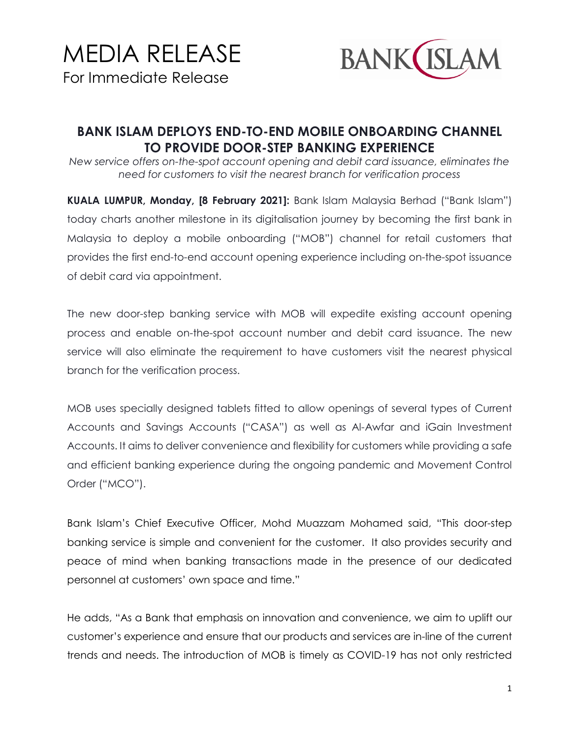# MEDIA RELEASE

For Immediate Release

BANK ISLAM

## BANK ISLAM DEPLOYS END-TO-END MOBILE ONBOARDING CHANNEL TO PROVIDE DOOR-STEP BANKING EXPERIENCE

*New service offers on-the-spot account opening and debit card issuance, eliminates the need for customers to visit the nearest branch for verification process*

**KUALA LUMPUR, Monday, [8 February 2021]:** Bank Islam Malaysia Berhad ("Bank Islam") today charts another milestone in its digitalisation journey by becoming the first bank in Malaysia to deploy a mobile onboarding ("MOB") channel for retail customers that provides the first end-to-end account opening experience including on-the-spot issuance of debit card via appointment.

The new door-step banking service with MOB will expedite existing account opening process and enable on-the-spot account number and debit card issuance. The new service will also eliminate the requirement to have customers visit the nearest physical branch for the verification process.

MOB uses specially designed tablets fitted to allow openings of several types of Current Accounts and Savings Accounts ("CASA") as well as Al-Awfar and iGain Investment Accounts. It aims to deliver convenience and flexibility for customers while providing a safe and efficient banking experience during the ongoing pandemic and Movement Control Order ("MCO").

Bank Islam's Chief Executive Officer, Mohd Muazzam Mohamed said, "This door-step banking service is simple and convenient for the customer. It also provides security and peace of mind when banking transactions made in the presence of our dedicated personnel at customers' own space and time."

He adds, "As a Bank that emphasis on innovation and convenience, we aim to uplift our customer's experience and ensure that our products and services are in-line of the current trends and needs. The introduction of MOB is timely as COVID-19 has not only restricted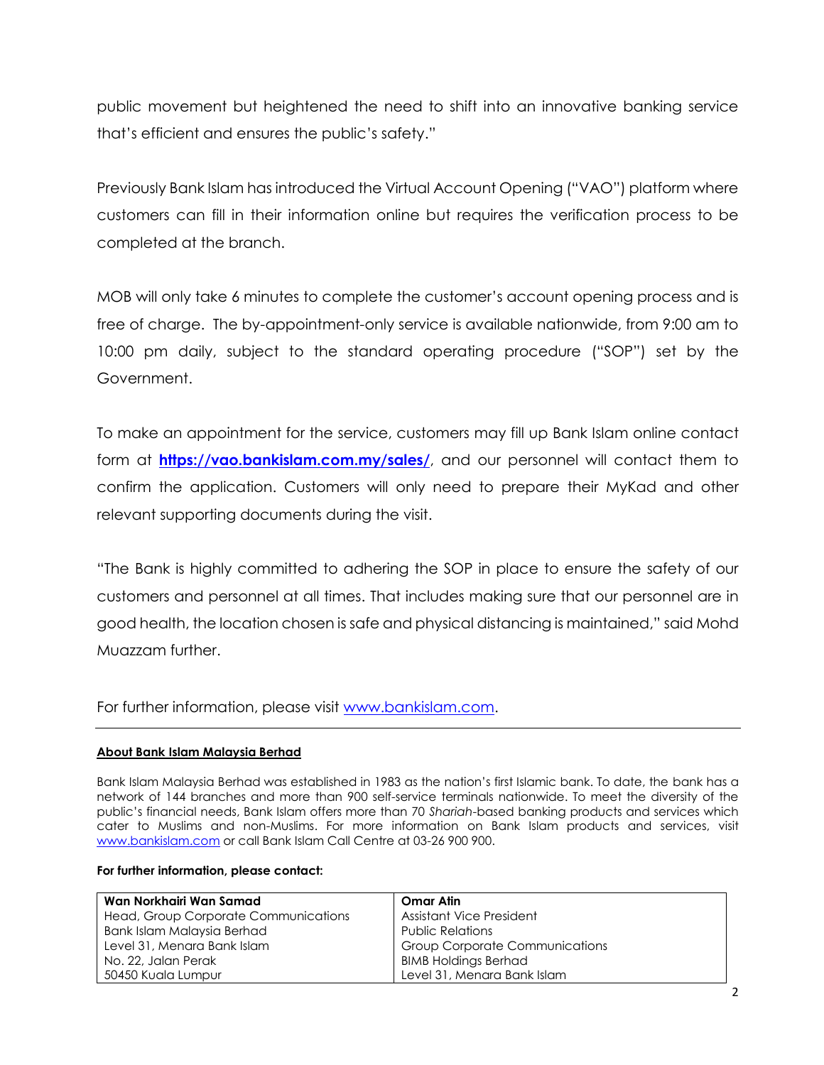public movement but heightened the need to shift into an innovative banking service that's efficient and ensures the public's safety."

Previously Bank Islam has introduced the Virtual Account Opening ("VAO") platform where customers can fill in their information online but requires the verification process to be completed at the branch.

MOB will only take 6 minutes to complete the customer's account opening process and is free of charge. The by-appointment-only service is available nationwide, from 9:00 am to 10:00 pm daily, subject to the standard operating procedure ("SOP") set by the Government.

To make an appointment for the service, customers may fill up Bank Islam online contact form at **https://vao.bankislam.com.my/sales/**, and our personnel will contact them to confirm the application. Customers will only need to prepare their MyKad and other relevant supporting documents during the visit.

"The Bank is highly committed to adhering the SOP in place to ensure the safety of our customers and personnel at all times. That includes making sure that our personnel are in good health, the location chosen is safe and physical distancing is maintained," said Mohd Muazzam further.

For further information, please visit www.bankislam.com.

---

**About Bank Islam Malaysia Berhad**

Bank Islam Malaysia Berhad was established in 1983 as the nation's first Islamic bank. To date, the bank has a network of 144 branches and more than 900 self-service terminals nationwide. To meet the diversity of the public's financial needs, Bank Islam offers more than 70 *Shariah*-based banking products and services which cater to Muslims and non-Muslims. For more information on Bank Islam products and services, visit www.bankislam.com or call Bank Islam Call Centre at 03-26 900 900.

**For further information, please contact:**

| **Wan Norkhairi Wan Samad** | **Omar Atin** |
|---|---|
| Head, Group Corporate Communications | Assistant Vice President |
| Bank Islam Malaysia Berhad | Public Relations |
| Level 31, Menara Bank Islam | Group Corporate Communications |
| No. 22, Jalan Perak | BIMB Holdings Berhad |
| 50450 Kuala Lumpur | Level 31, Menara Bank Islam |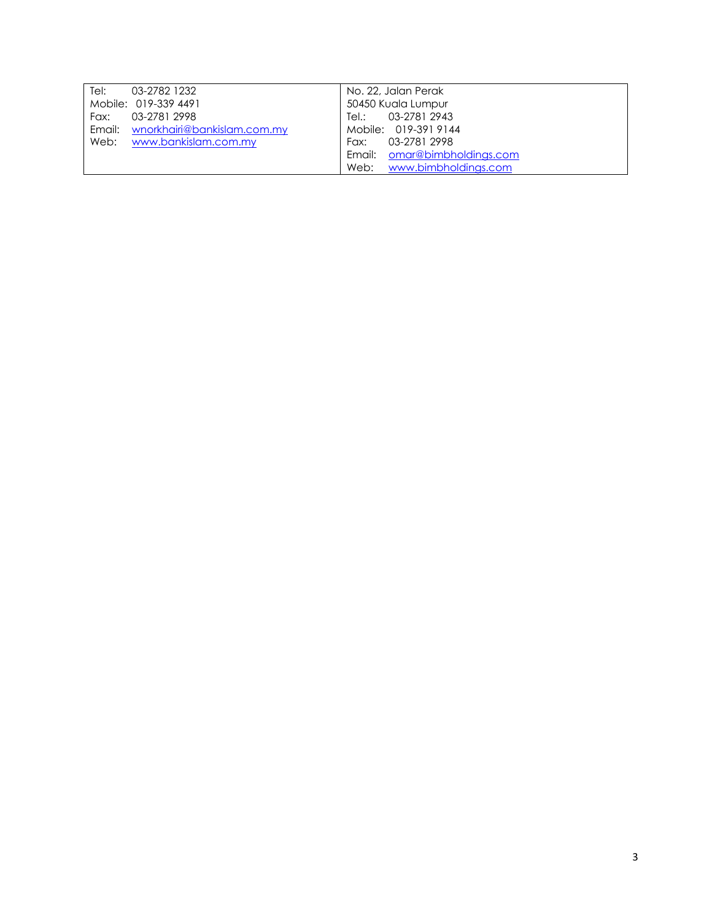| | |
|---|---|
| Tel: 03-2782 1232<br>Mobile: 019-339 4491<br>Fax: 03-2781 2998<br>Email: wnorkhairi@bankislam.com.my<br>Web: www.bankislam.com.my | No. 22, Jalan Perak<br>50450 Kuala Lumpur<br>Tel.: 03-2781 2943<br>Mobile: 019-391 9144<br>Fax: 03-2781 2998<br>Email: omar@bimbholdings.com<br>Web: www.bimbholdings.com |